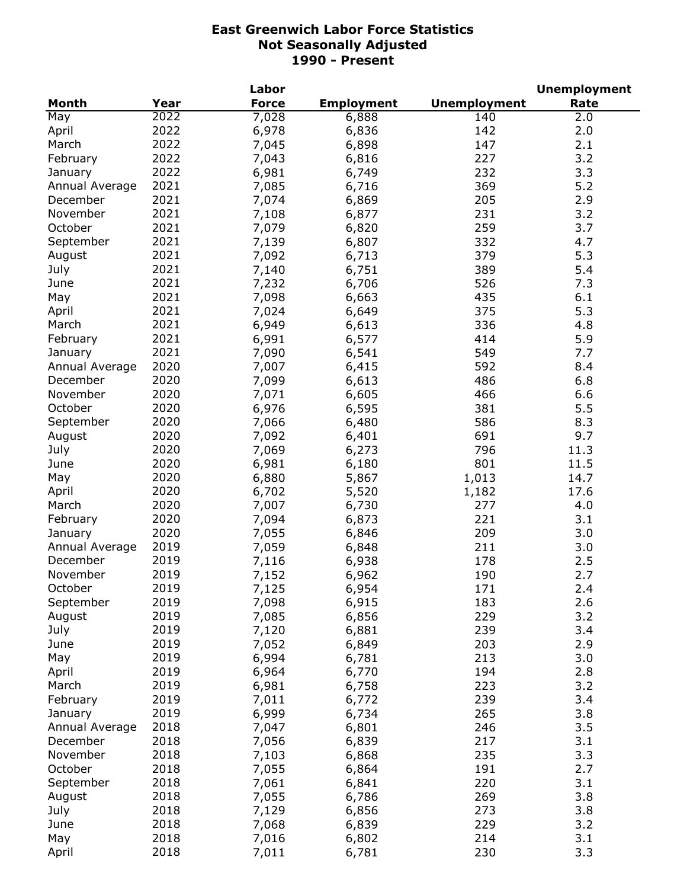# East Greenwich Labor Force Statistics
## Not Seasonally Adjusted
## 1990 - Present

| Month | Year | Labor Force | Employment | Unemployment | Unemployment Rate |
|---|---|---|---|---|---|
| May | 2022 | 7,028 | 6,888 | 140 | 2.0 |
| April | 2022 | 6,978 | 6,836 | 142 | 2.0 |
| March | 2022 | 7,045 | 6,898 | 147 | 2.1 |
| February | 2022 | 7,043 | 6,816 | 227 | 3.2 |
| January | 2022 | 6,981 | 6,749 | 232 | 3.3 |
| Annual Average | 2021 | 7,085 | 6,716 | 369 | 5.2 |
| December | 2021 | 7,074 | 6,869 | 205 | 2.9 |
| November | 2021 | 7,108 | 6,877 | 231 | 3.2 |
| October | 2021 | 7,079 | 6,820 | 259 | 3.7 |
| September | 2021 | 7,139 | 6,807 | 332 | 4.7 |
| August | 2021 | 7,092 | 6,713 | 379 | 5.3 |
| July | 2021 | 7,140 | 6,751 | 389 | 5.4 |
| June | 2021 | 7,232 | 6,706 | 526 | 7.3 |
| May | 2021 | 7,098 | 6,663 | 435 | 6.1 |
| April | 2021 | 7,024 | 6,649 | 375 | 5.3 |
| March | 2021 | 6,949 | 6,613 | 336 | 4.8 |
| February | 2021 | 6,991 | 6,577 | 414 | 5.9 |
| January | 2021 | 7,090 | 6,541 | 549 | 7.7 |
| Annual Average | 2020 | 7,007 | 6,415 | 592 | 8.4 |
| December | 2020 | 7,099 | 6,613 | 486 | 6.8 |
| November | 2020 | 7,071 | 6,605 | 466 | 6.6 |
| October | 2020 | 6,976 | 6,595 | 381 | 5.5 |
| September | 2020 | 7,066 | 6,480 | 586 | 8.3 |
| August | 2020 | 7,092 | 6,401 | 691 | 9.7 |
| July | 2020 | 7,069 | 6,273 | 796 | 11.3 |
| June | 2020 | 6,981 | 6,180 | 801 | 11.5 |
| May | 2020 | 6,880 | 5,867 | 1,013 | 14.7 |
| April | 2020 | 6,702 | 5,520 | 1,182 | 17.6 |
| March | 2020 | 7,007 | 6,730 | 277 | 4.0 |
| February | 2020 | 7,094 | 6,873 | 221 | 3.1 |
| January | 2020 | 7,055 | 6,846 | 209 | 3.0 |
| Annual Average | 2019 | 7,059 | 6,848 | 211 | 3.0 |
| December | 2019 | 7,116 | 6,938 | 178 | 2.5 |
| November | 2019 | 7,152 | 6,962 | 190 | 2.7 |
| October | 2019 | 7,125 | 6,954 | 171 | 2.4 |
| September | 2019 | 7,098 | 6,915 | 183 | 2.6 |
| August | 2019 | 7,085 | 6,856 | 229 | 3.2 |
| July | 2019 | 7,120 | 6,881 | 239 | 3.4 |
| June | 2019 | 7,052 | 6,849 | 203 | 2.9 |
| May | 2019 | 6,994 | 6,781 | 213 | 3.0 |
| April | 2019 | 6,964 | 6,770 | 194 | 2.8 |
| March | 2019 | 6,981 | 6,758 | 223 | 3.2 |
| February | 2019 | 7,011 | 6,772 | 239 | 3.4 |
| January | 2019 | 6,999 | 6,734 | 265 | 3.8 |
| Annual Average | 2018 | 7,047 | 6,801 | 246 | 3.5 |
| December | 2018 | 7,056 | 6,839 | 217 | 3.1 |
| November | 2018 | 7,103 | 6,868 | 235 | 3.3 |
| October | 2018 | 7,055 | 6,864 | 191 | 2.7 |
| September | 2018 | 7,061 | 6,841 | 220 | 3.1 |
| August | 2018 | 7,055 | 6,786 | 269 | 3.8 |
| July | 2018 | 7,129 | 6,856 | 273 | 3.8 |
| June | 2018 | 7,068 | 6,839 | 229 | 3.2 |
| May | 2018 | 7,016 | 6,802 | 214 | 3.1 |
| April | 2018 | 7,011 | 6,781 | 230 | 3.3 |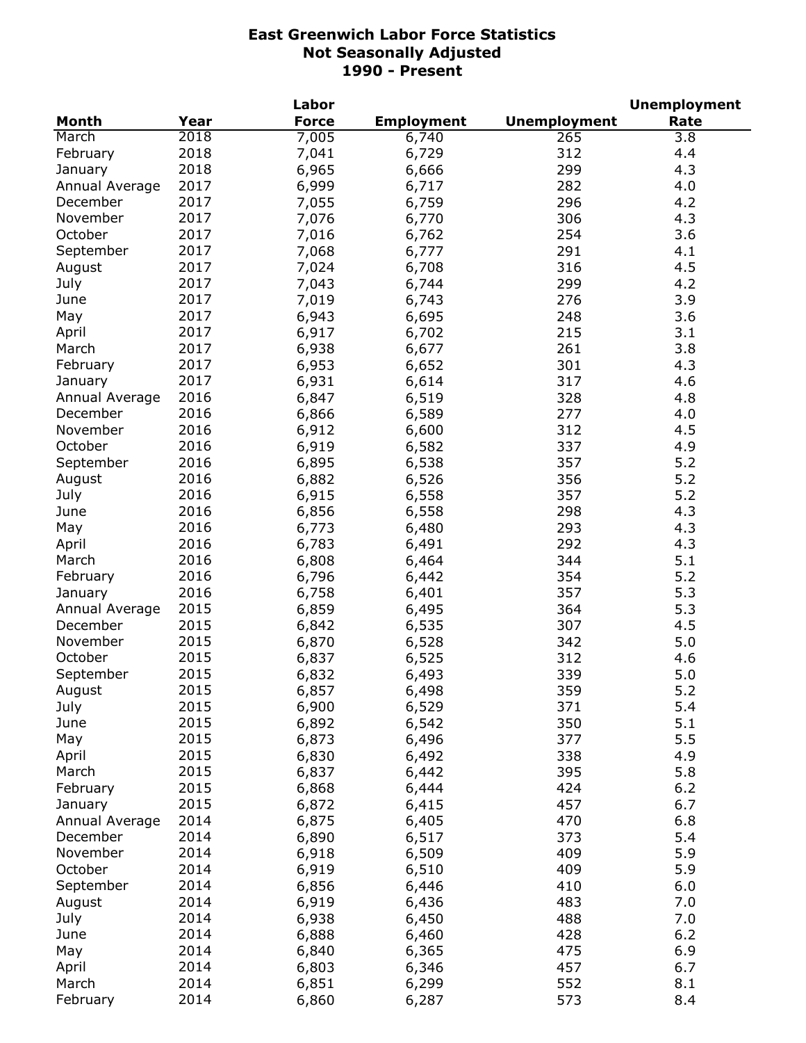# East Greenwich Labor Force Statistics
## Not Seasonally Adjusted
## 1990 - Present

| Month | Year | Labor Force | Employment | Unemployment | Unemployment Rate |
|---|---|---|---|---|---|
| March | 2018 | 7,005 | 6,740 | 265 | 3.8 |
| February | 2018 | 7,041 | 6,729 | 312 | 4.4 |
| January | 2018 | 6,965 | 6,666 | 299 | 4.3 |
| Annual Average | 2017 | 6,999 | 6,717 | 282 | 4.0 |
| December | 2017 | 7,055 | 6,759 | 296 | 4.2 |
| November | 2017 | 7,076 | 6,770 | 306 | 4.3 |
| October | 2017 | 7,016 | 6,762 | 254 | 3.6 |
| September | 2017 | 7,068 | 6,777 | 291 | 4.1 |
| August | 2017 | 7,024 | 6,708 | 316 | 4.5 |
| July | 2017 | 7,043 | 6,744 | 299 | 4.2 |
| June | 2017 | 7,019 | 6,743 | 276 | 3.9 |
| May | 2017 | 6,943 | 6,695 | 248 | 3.6 |
| April | 2017 | 6,917 | 6,702 | 215 | 3.1 |
| March | 2017 | 6,938 | 6,677 | 261 | 3.8 |
| February | 2017 | 6,953 | 6,652 | 301 | 4.3 |
| January | 2017 | 6,931 | 6,614 | 317 | 4.6 |
| Annual Average | 2016 | 6,847 | 6,519 | 328 | 4.8 |
| December | 2016 | 6,866 | 6,589 | 277 | 4.0 |
| November | 2016 | 6,912 | 6,600 | 312 | 4.5 |
| October | 2016 | 6,919 | 6,582 | 337 | 4.9 |
| September | 2016 | 6,895 | 6,538 | 357 | 5.2 |
| August | 2016 | 6,882 | 6,526 | 356 | 5.2 |
| July | 2016 | 6,915 | 6,558 | 357 | 5.2 |
| June | 2016 | 6,856 | 6,558 | 298 | 4.3 |
| May | 2016 | 6,773 | 6,480 | 293 | 4.3 |
| April | 2016 | 6,783 | 6,491 | 292 | 4.3 |
| March | 2016 | 6,808 | 6,464 | 344 | 5.1 |
| February | 2016 | 6,796 | 6,442 | 354 | 5.2 |
| January | 2016 | 6,758 | 6,401 | 357 | 5.3 |
| Annual Average | 2015 | 6,859 | 6,495 | 364 | 5.3 |
| December | 2015 | 6,842 | 6,535 | 307 | 4.5 |
| November | 2015 | 6,870 | 6,528 | 342 | 5.0 |
| October | 2015 | 6,837 | 6,525 | 312 | 4.6 |
| September | 2015 | 6,832 | 6,493 | 339 | 5.0 |
| August | 2015 | 6,857 | 6,498 | 359 | 5.2 |
| July | 2015 | 6,900 | 6,529 | 371 | 5.4 |
| June | 2015 | 6,892 | 6,542 | 350 | 5.1 |
| May | 2015 | 6,873 | 6,496 | 377 | 5.5 |
| April | 2015 | 6,830 | 6,492 | 338 | 4.9 |
| March | 2015 | 6,837 | 6,442 | 395 | 5.8 |
| February | 2015 | 6,868 | 6,444 | 424 | 6.2 |
| January | 2015 | 6,872 | 6,415 | 457 | 6.7 |
| Annual Average | 2014 | 6,875 | 6,405 | 470 | 6.8 |
| December | 2014 | 6,890 | 6,517 | 373 | 5.4 |
| November | 2014 | 6,918 | 6,509 | 409 | 5.9 |
| October | 2014 | 6,919 | 6,510 | 409 | 5.9 |
| September | 2014 | 6,856 | 6,446 | 410 | 6.0 |
| August | 2014 | 6,919 | 6,436 | 483 | 7.0 |
| July | 2014 | 6,938 | 6,450 | 488 | 7.0 |
| June | 2014 | 6,888 | 6,460 | 428 | 6.2 |
| May | 2014 | 6,840 | 6,365 | 475 | 6.9 |
| April | 2014 | 6,803 | 6,346 | 457 | 6.7 |
| March | 2014 | 6,851 | 6,299 | 552 | 8.1 |
| February | 2014 | 6,860 | 6,287 | 573 | 8.4 |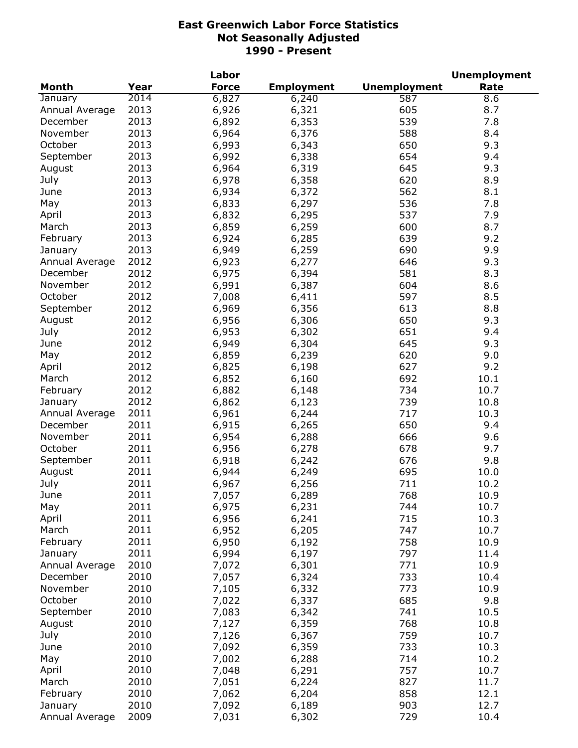# East Greenwich Labor Force Statistics
## Not Seasonally Adjusted
## 1990 - Present

| Month | Year | Labor Force | Employment | Unemployment | Unemployment Rate |
|---|---|---|---|---|---|
| January | 2014 | 6,827 | 6,240 | 587 | 8.6 |
| Annual Average | 2013 | 6,926 | 6,321 | 605 | 8.7 |
| December | 2013 | 6,892 | 6,353 | 539 | 7.8 |
| November | 2013 | 6,964 | 6,376 | 588 | 8.4 |
| October | 2013 | 6,993 | 6,343 | 650 | 9.3 |
| September | 2013 | 6,992 | 6,338 | 654 | 9.4 |
| August | 2013 | 6,964 | 6,319 | 645 | 9.3 |
| July | 2013 | 6,978 | 6,358 | 620 | 8.9 |
| June | 2013 | 6,934 | 6,372 | 562 | 8.1 |
| May | 2013 | 6,833 | 6,297 | 536 | 7.8 |
| April | 2013 | 6,832 | 6,295 | 537 | 7.9 |
| March | 2013 | 6,859 | 6,259 | 600 | 8.7 |
| February | 2013 | 6,924 | 6,285 | 639 | 9.2 |
| January | 2013 | 6,949 | 6,259 | 690 | 9.9 |
| Annual Average | 2012 | 6,923 | 6,277 | 646 | 9.3 |
| December | 2012 | 6,975 | 6,394 | 581 | 8.3 |
| November | 2012 | 6,991 | 6,387 | 604 | 8.6 |
| October | 2012 | 7,008 | 6,411 | 597 | 8.5 |
| September | 2012 | 6,969 | 6,356 | 613 | 8.8 |
| August | 2012 | 6,956 | 6,306 | 650 | 9.3 |
| July | 2012 | 6,953 | 6,302 | 651 | 9.4 |
| June | 2012 | 6,949 | 6,304 | 645 | 9.3 |
| May | 2012 | 6,859 | 6,239 | 620 | 9.0 |
| April | 2012 | 6,825 | 6,198 | 627 | 9.2 |
| March | 2012 | 6,852 | 6,160 | 692 | 10.1 |
| February | 2012 | 6,882 | 6,148 | 734 | 10.7 |
| January | 2012 | 6,862 | 6,123 | 739 | 10.8 |
| Annual Average | 2011 | 6,961 | 6,244 | 717 | 10.3 |
| December | 2011 | 6,915 | 6,265 | 650 | 9.4 |
| November | 2011 | 6,954 | 6,288 | 666 | 9.6 |
| October | 2011 | 6,956 | 6,278 | 678 | 9.7 |
| September | 2011 | 6,918 | 6,242 | 676 | 9.8 |
| August | 2011 | 6,944 | 6,249 | 695 | 10.0 |
| July | 2011 | 6,967 | 6,256 | 711 | 10.2 |
| June | 2011 | 7,057 | 6,289 | 768 | 10.9 |
| May | 2011 | 6,975 | 6,231 | 744 | 10.7 |
| April | 2011 | 6,956 | 6,241 | 715 | 10.3 |
| March | 2011 | 6,952 | 6,205 | 747 | 10.7 |
| February | 2011 | 6,950 | 6,192 | 758 | 10.9 |
| January | 2011 | 6,994 | 6,197 | 797 | 11.4 |
| Annual Average | 2010 | 7,072 | 6,301 | 771 | 10.9 |
| December | 2010 | 7,057 | 6,324 | 733 | 10.4 |
| November | 2010 | 7,105 | 6,332 | 773 | 10.9 |
| October | 2010 | 7,022 | 6,337 | 685 | 9.8 |
| September | 2010 | 7,083 | 6,342 | 741 | 10.5 |
| August | 2010 | 7,127 | 6,359 | 768 | 10.8 |
| July | 2010 | 7,126 | 6,367 | 759 | 10.7 |
| June | 2010 | 7,092 | 6,359 | 733 | 10.3 |
| May | 2010 | 7,002 | 6,288 | 714 | 10.2 |
| April | 2010 | 7,048 | 6,291 | 757 | 10.7 |
| March | 2010 | 7,051 | 6,224 | 827 | 11.7 |
| February | 2010 | 7,062 | 6,204 | 858 | 12.1 |
| January | 2010 | 7,092 | 6,189 | 903 | 12.7 |
| Annual Average | 2009 | 7,031 | 6,302 | 729 | 10.4 |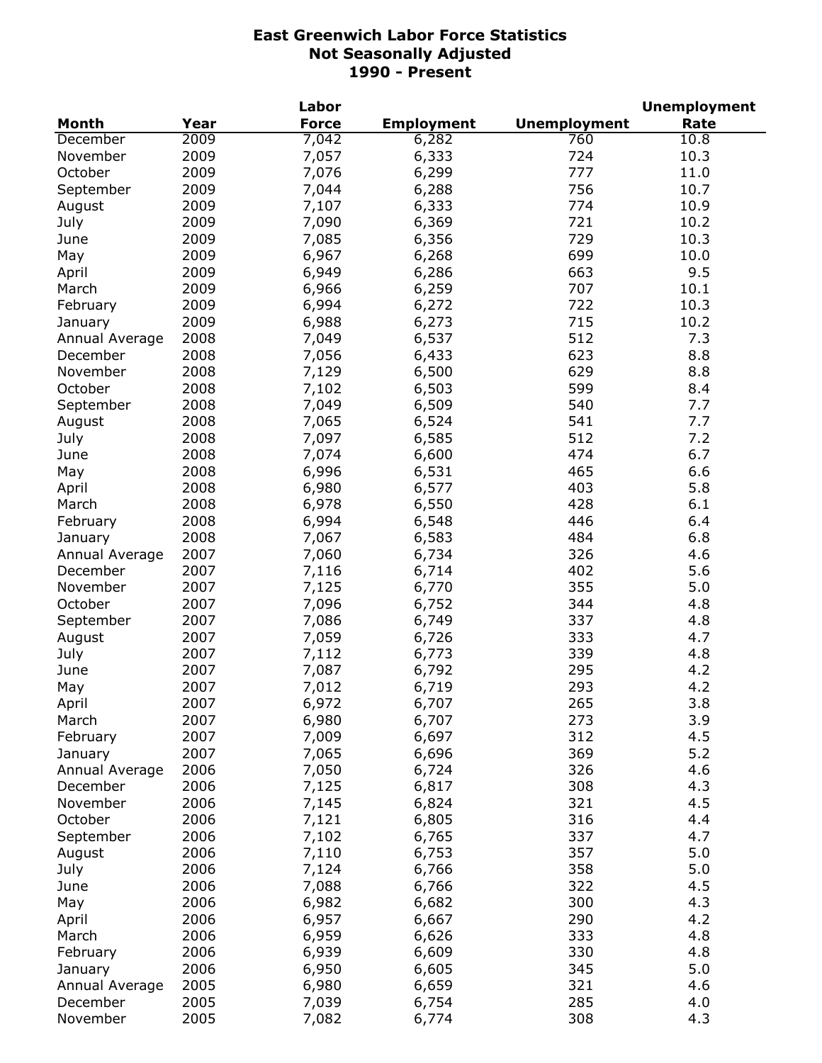# East Greenwich Labor Force Statistics
## Not Seasonally Adjusted
## 1990 - Present

| Month | Year | Labor Force | Employment | Unemployment | Unemployment Rate |
|---|---|---|---|---|---|
| December | 2009 | 7,042 | 6,282 | 760 | 10.8 |
| November | 2009 | 7,057 | 6,333 | 724 | 10.3 |
| October | 2009 | 7,076 | 6,299 | 777 | 11.0 |
| September | 2009 | 7,044 | 6,288 | 756 | 10.7 |
| August | 2009 | 7,107 | 6,333 | 774 | 10.9 |
| July | 2009 | 7,090 | 6,369 | 721 | 10.2 |
| June | 2009 | 7,085 | 6,356 | 729 | 10.3 |
| May | 2009 | 6,967 | 6,268 | 699 | 10.0 |
| April | 2009 | 6,949 | 6,286 | 663 | 9.5 |
| March | 2009 | 6,966 | 6,259 | 707 | 10.1 |
| February | 2009 | 6,994 | 6,272 | 722 | 10.3 |
| January | 2009 | 6,988 | 6,273 | 715 | 10.2 |
| Annual Average | 2008 | 7,049 | 6,537 | 512 | 7.3 |
| December | 2008 | 7,056 | 6,433 | 623 | 8.8 |
| November | 2008 | 7,129 | 6,500 | 629 | 8.8 |
| October | 2008 | 7,102 | 6,503 | 599 | 8.4 |
| September | 2008 | 7,049 | 6,509 | 540 | 7.7 |
| August | 2008 | 7,065 | 6,524 | 541 | 7.7 |
| July | 2008 | 7,097 | 6,585 | 512 | 7.2 |
| June | 2008 | 7,074 | 6,600 | 474 | 6.7 |
| May | 2008 | 6,996 | 6,531 | 465 | 6.6 |
| April | 2008 | 6,980 | 6,577 | 403 | 5.8 |
| March | 2008 | 6,978 | 6,550 | 428 | 6.1 |
| February | 2008 | 6,994 | 6,548 | 446 | 6.4 |
| January | 2008 | 7,067 | 6,583 | 484 | 6.8 |
| Annual Average | 2007 | 7,060 | 6,734 | 326 | 4.6 |
| December | 2007 | 7,116 | 6,714 | 402 | 5.6 |
| November | 2007 | 7,125 | 6,770 | 355 | 5.0 |
| October | 2007 | 7,096 | 6,752 | 344 | 4.8 |
| September | 2007 | 7,086 | 6,749 | 337 | 4.8 |
| August | 2007 | 7,059 | 6,726 | 333 | 4.7 |
| July | 2007 | 7,112 | 6,773 | 339 | 4.8 |
| June | 2007 | 7,087 | 6,792 | 295 | 4.2 |
| May | 2007 | 7,012 | 6,719 | 293 | 4.2 |
| April | 2007 | 6,972 | 6,707 | 265 | 3.8 |
| March | 2007 | 6,980 | 6,707 | 273 | 3.9 |
| February | 2007 | 7,009 | 6,697 | 312 | 4.5 |
| January | 2007 | 7,065 | 6,696 | 369 | 5.2 |
| Annual Average | 2006 | 7,050 | 6,724 | 326 | 4.6 |
| December | 2006 | 7,125 | 6,817 | 308 | 4.3 |
| November | 2006 | 7,145 | 6,824 | 321 | 4.5 |
| October | 2006 | 7,121 | 6,805 | 316 | 4.4 |
| September | 2006 | 7,102 | 6,765 | 337 | 4.7 |
| August | 2006 | 7,110 | 6,753 | 357 | 5.0 |
| July | 2006 | 7,124 | 6,766 | 358 | 5.0 |
| June | 2006 | 7,088 | 6,766 | 322 | 4.5 |
| May | 2006 | 6,982 | 6,682 | 300 | 4.3 |
| April | 2006 | 6,957 | 6,667 | 290 | 4.2 |
| March | 2006 | 6,959 | 6,626 | 333 | 4.8 |
| February | 2006 | 6,939 | 6,609 | 330 | 4.8 |
| January | 2006 | 6,950 | 6,605 | 345 | 5.0 |
| Annual Average | 2005 | 6,980 | 6,659 | 321 | 4.6 |
| December | 2005 | 7,039 | 6,754 | 285 | 4.0 |
| November | 2005 | 7,082 | 6,774 | 308 | 4.3 |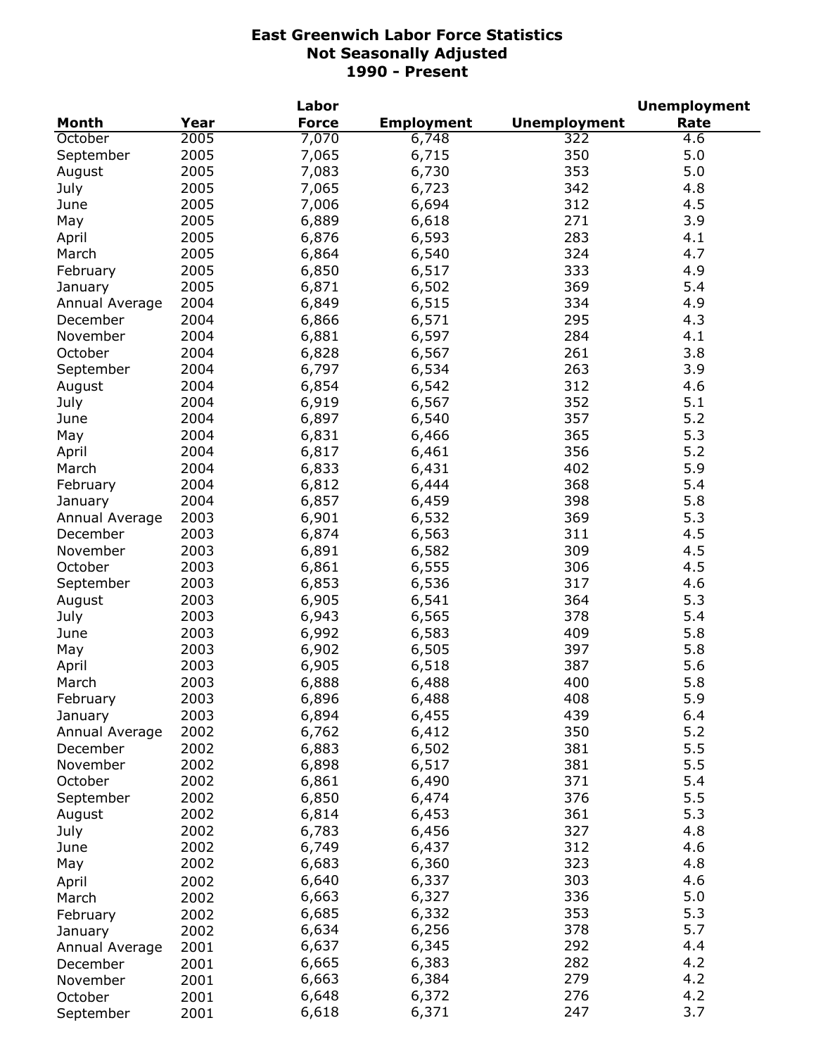# East Greenwich Labor Force Statistics
# Not Seasonally Adjusted
# 1990 - Present

| Month | Year | Labor Force | Employment | Unemployment | Unemployment Rate |
|---|---|---|---|---|---|
| October | 2005 | 7,070 | 6,748 | 322 | 4.6 |
| September | 2005 | 7,065 | 6,715 | 350 | 5.0 |
| August | 2005 | 7,083 | 6,730 | 353 | 5.0 |
| July | 2005 | 7,065 | 6,723 | 342 | 4.8 |
| June | 2005 | 7,006 | 6,694 | 312 | 4.5 |
| May | 2005 | 6,889 | 6,618 | 271 | 3.9 |
| April | 2005 | 6,876 | 6,593 | 283 | 4.1 |
| March | 2005 | 6,864 | 6,540 | 324 | 4.7 |
| February | 2005 | 6,850 | 6,517 | 333 | 4.9 |
| January | 2005 | 6,871 | 6,502 | 369 | 5.4 |
| Annual Average | 2004 | 6,849 | 6,515 | 334 | 4.9 |
| December | 2004 | 6,866 | 6,571 | 295 | 4.3 |
| November | 2004 | 6,881 | 6,597 | 284 | 4.1 |
| October | 2004 | 6,828 | 6,567 | 261 | 3.8 |
| September | 2004 | 6,797 | 6,534 | 263 | 3.9 |
| August | 2004 | 6,854 | 6,542 | 312 | 4.6 |
| July | 2004 | 6,919 | 6,567 | 352 | 5.1 |
| June | 2004 | 6,897 | 6,540 | 357 | 5.2 |
| May | 2004 | 6,831 | 6,466 | 365 | 5.3 |
| April | 2004 | 6,817 | 6,461 | 356 | 5.2 |
| March | 2004 | 6,833 | 6,431 | 402 | 5.9 |
| February | 2004 | 6,812 | 6,444 | 368 | 5.4 |
| January | 2004 | 6,857 | 6,459 | 398 | 5.8 |
| Annual Average | 2003 | 6,901 | 6,532 | 369 | 5.3 |
| December | 2003 | 6,874 | 6,563 | 311 | 4.5 |
| November | 2003 | 6,891 | 6,582 | 309 | 4.5 |
| October | 2003 | 6,861 | 6,555 | 306 | 4.5 |
| September | 2003 | 6,853 | 6,536 | 317 | 4.6 |
| August | 2003 | 6,905 | 6,541 | 364 | 5.3 |
| July | 2003 | 6,943 | 6,565 | 378 | 5.4 |
| June | 2003 | 6,992 | 6,583 | 409 | 5.8 |
| May | 2003 | 6,902 | 6,505 | 397 | 5.8 |
| April | 2003 | 6,905 | 6,518 | 387 | 5.6 |
| March | 2003 | 6,888 | 6,488 | 400 | 5.8 |
| February | 2003 | 6,896 | 6,488 | 408 | 5.9 |
| January | 2003 | 6,894 | 6,455 | 439 | 6.4 |
| Annual Average | 2002 | 6,762 | 6,412 | 350 | 5.2 |
| December | 2002 | 6,883 | 6,502 | 381 | 5.5 |
| November | 2002 | 6,898 | 6,517 | 381 | 5.5 |
| October | 2002 | 6,861 | 6,490 | 371 | 5.4 |
| September | 2002 | 6,850 | 6,474 | 376 | 5.5 |
| August | 2002 | 6,814 | 6,453 | 361 | 5.3 |
| July | 2002 | 6,783 | 6,456 | 327 | 4.8 |
| June | 2002 | 6,749 | 6,437 | 312 | 4.6 |
| May | 2002 | 6,683 | 6,360 | 323 | 4.8 |
| April | 2002 | 6,640 | 6,337 | 303 | 4.6 |
| March | 2002 | 6,663 | 6,327 | 336 | 5.0 |
| February | 2002 | 6,685 | 6,332 | 353 | 5.3 |
| January | 2002 | 6,634 | 6,256 | 378 | 5.7 |
| Annual Average | 2001 | 6,637 | 6,345 | 292 | 4.4 |
| December | 2001 | 6,665 | 6,383 | 282 | 4.2 |
| November | 2001 | 6,663 | 6,384 | 279 | 4.2 |
| October | 2001 | 6,648 | 6,372 | 276 | 4.2 |
| September | 2001 | 6,618 | 6,371 | 247 | 3.7 |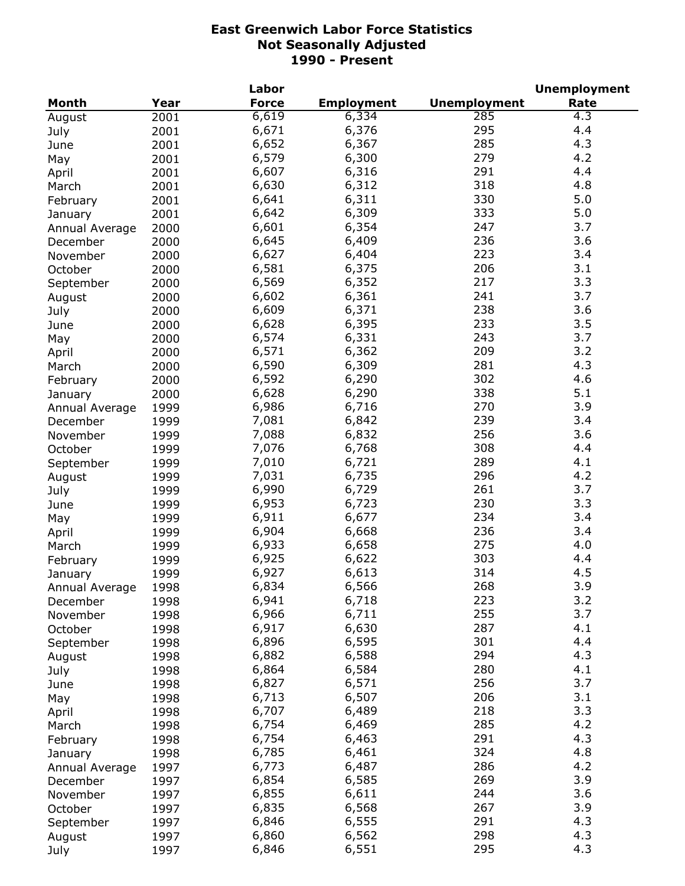# East Greenwich Labor Force Statistics
## Not Seasonally Adjusted
## 1990 - Present

| Month | Year | Labor Force | Employment | Unemployment | Unemployment Rate |
|---|---|---|---|---|---|
| August | 2001 | 6,619 | 6,334 | 285 | 4.3 |
| July | 2001 | 6,671 | 6,376 | 295 | 4.4 |
| June | 2001 | 6,652 | 6,367 | 285 | 4.3 |
| May | 2001 | 6,579 | 6,300 | 279 | 4.2 |
| April | 2001 | 6,607 | 6,316 | 291 | 4.4 |
| March | 2001 | 6,630 | 6,312 | 318 | 4.8 |
| February | 2001 | 6,641 | 6,311 | 330 | 5.0 |
| January | 2001 | 6,642 | 6,309 | 333 | 5.0 |
| Annual Average | 2000 | 6,601 | 6,354 | 247 | 3.7 |
| December | 2000 | 6,645 | 6,409 | 236 | 3.6 |
| November | 2000 | 6,627 | 6,404 | 223 | 3.4 |
| October | 2000 | 6,581 | 6,375 | 206 | 3.1 |
| September | 2000 | 6,569 | 6,352 | 217 | 3.3 |
| August | 2000 | 6,602 | 6,361 | 241 | 3.7 |
| July | 2000 | 6,609 | 6,371 | 238 | 3.6 |
| June | 2000 | 6,628 | 6,395 | 233 | 3.5 |
| May | 2000 | 6,574 | 6,331 | 243 | 3.7 |
| April | 2000 | 6,571 | 6,362 | 209 | 3.2 |
| March | 2000 | 6,590 | 6,309 | 281 | 4.3 |
| February | 2000 | 6,592 | 6,290 | 302 | 4.6 |
| January | 2000 | 6,628 | 6,290 | 338 | 5.1 |
| Annual Average | 1999 | 6,986 | 6,716 | 270 | 3.9 |
| December | 1999 | 7,081 | 6,842 | 239 | 3.4 |
| November | 1999 | 7,088 | 6,832 | 256 | 3.6 |
| October | 1999 | 7,076 | 6,768 | 308 | 4.4 |
| September | 1999 | 7,010 | 6,721 | 289 | 4.1 |
| August | 1999 | 7,031 | 6,735 | 296 | 4.2 |
| July | 1999 | 6,990 | 6,729 | 261 | 3.7 |
| June | 1999 | 6,953 | 6,723 | 230 | 3.3 |
| May | 1999 | 6,911 | 6,677 | 234 | 3.4 |
| April | 1999 | 6,904 | 6,668 | 236 | 3.4 |
| March | 1999 | 6,933 | 6,658 | 275 | 4.0 |
| February | 1999 | 6,925 | 6,622 | 303 | 4.4 |
| January | 1999 | 6,927 | 6,613 | 314 | 4.5 |
| Annual Average | 1998 | 6,834 | 6,566 | 268 | 3.9 |
| December | 1998 | 6,941 | 6,718 | 223 | 3.2 |
| November | 1998 | 6,966 | 6,711 | 255 | 3.7 |
| October | 1998 | 6,917 | 6,630 | 287 | 4.1 |
| September | 1998 | 6,896 | 6,595 | 301 | 4.4 |
| August | 1998 | 6,882 | 6,588 | 294 | 4.3 |
| July | 1998 | 6,864 | 6,584 | 280 | 4.1 |
| June | 1998 | 6,827 | 6,571 | 256 | 3.7 |
| May | 1998 | 6,713 | 6,507 | 206 | 3.1 |
| April | 1998 | 6,707 | 6,489 | 218 | 3.3 |
| March | 1998 | 6,754 | 6,469 | 285 | 4.2 |
| February | 1998 | 6,754 | 6,463 | 291 | 4.3 |
| January | 1998 | 6,785 | 6,461 | 324 | 4.8 |
| Annual Average | 1997 | 6,773 | 6,487 | 286 | 4.2 |
| December | 1997 | 6,854 | 6,585 | 269 | 3.9 |
| November | 1997 | 6,855 | 6,611 | 244 | 3.6 |
| October | 1997 | 6,835 | 6,568 | 267 | 3.9 |
| September | 1997 | 6,846 | 6,555 | 291 | 4.3 |
| August | 1997 | 6,860 | 6,562 | 298 | 4.3 |
| July | 1997 | 6,846 | 6,551 | 295 | 4.3 |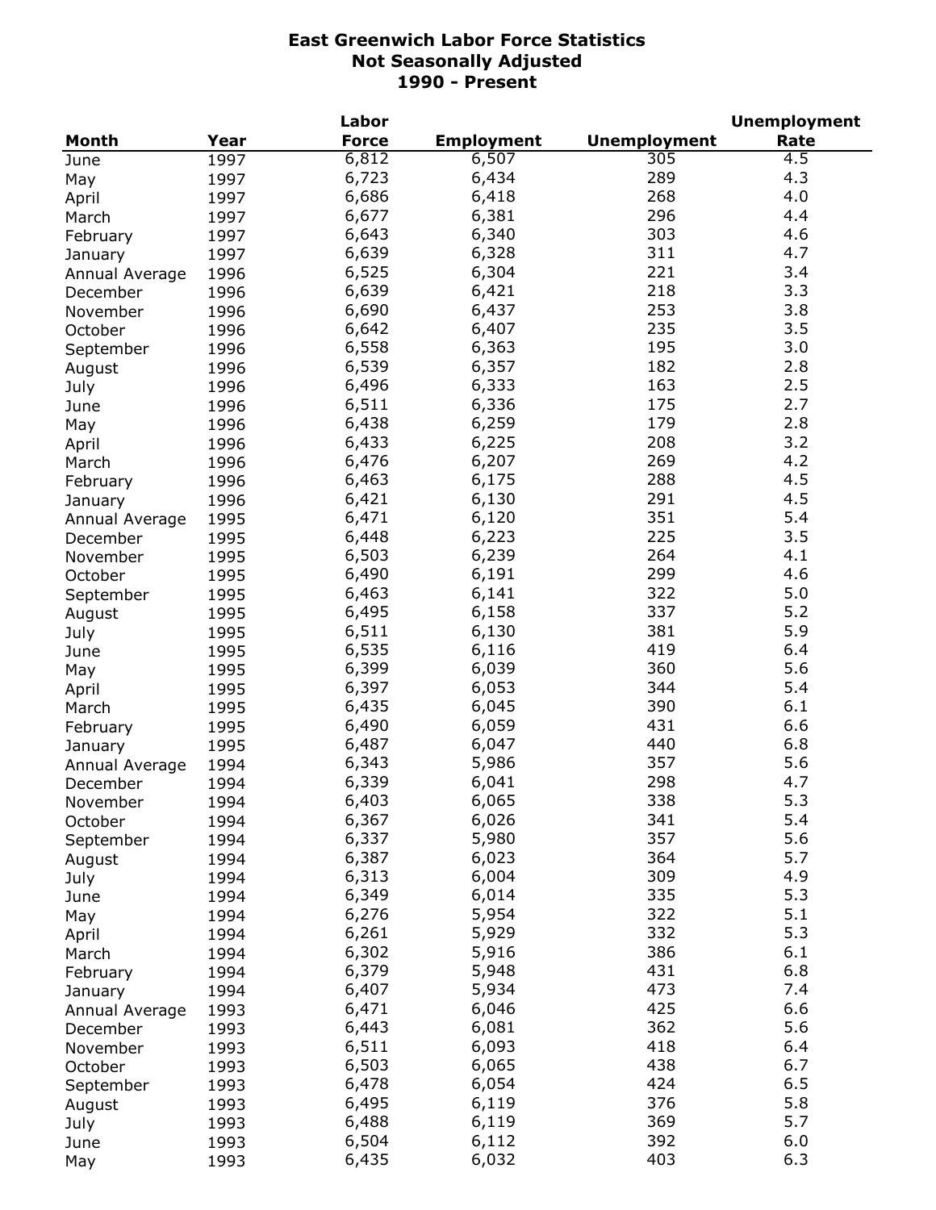# East Greenwich Labor Force Statistics
## Not Seasonally Adjusted
## 1990 - Present

| Month | Year | Labor Force | Employment | Unemployment | Unemployment Rate |
|---|---|---|---|---|---|
| June | 1997 | 6,812 | 6,507 | 305 | 4.5 |
| May | 1997 | 6,723 | 6,434 | 289 | 4.3 |
| April | 1997 | 6,686 | 6,418 | 268 | 4.0 |
| March | 1997 | 6,677 | 6,381 | 296 | 4.4 |
| February | 1997 | 6,643 | 6,340 | 303 | 4.6 |
| January | 1997 | 6,639 | 6,328 | 311 | 4.7 |
| Annual Average | 1996 | 6,525 | 6,304 | 221 | 3.4 |
| December | 1996 | 6,639 | 6,421 | 218 | 3.3 |
| November | 1996 | 6,690 | 6,437 | 253 | 3.8 |
| October | 1996 | 6,642 | 6,407 | 235 | 3.5 |
| September | 1996 | 6,558 | 6,363 | 195 | 3.0 |
| August | 1996 | 6,539 | 6,357 | 182 | 2.8 |
| July | 1996 | 6,496 | 6,333 | 163 | 2.5 |
| June | 1996 | 6,511 | 6,336 | 175 | 2.7 |
| May | 1996 | 6,438 | 6,259 | 179 | 2.8 |
| April | 1996 | 6,433 | 6,225 | 208 | 3.2 |
| March | 1996 | 6,476 | 6,207 | 269 | 4.2 |
| February | 1996 | 6,463 | 6,175 | 288 | 4.5 |
| January | 1996 | 6,421 | 6,130 | 291 | 4.5 |
| Annual Average | 1995 | 6,471 | 6,120 | 351 | 5.4 |
| December | 1995 | 6,448 | 6,223 | 225 | 3.5 |
| November | 1995 | 6,503 | 6,239 | 264 | 4.1 |
| October | 1995 | 6,490 | 6,191 | 299 | 4.6 |
| September | 1995 | 6,463 | 6,141 | 322 | 5.0 |
| August | 1995 | 6,495 | 6,158 | 337 | 5.2 |
| July | 1995 | 6,511 | 6,130 | 381 | 5.9 |
| June | 1995 | 6,535 | 6,116 | 419 | 6.4 |
| May | 1995 | 6,399 | 6,039 | 360 | 5.6 |
| April | 1995 | 6,397 | 6,053 | 344 | 5.4 |
| March | 1995 | 6,435 | 6,045 | 390 | 6.1 |
| February | 1995 | 6,490 | 6,059 | 431 | 6.6 |
| January | 1995 | 6,487 | 6,047 | 440 | 6.8 |
| Annual Average | 1994 | 6,343 | 5,986 | 357 | 5.6 |
| December | 1994 | 6,339 | 6,041 | 298 | 4.7 |
| November | 1994 | 6,403 | 6,065 | 338 | 5.3 |
| October | 1994 | 6,367 | 6,026 | 341 | 5.4 |
| September | 1994 | 6,337 | 5,980 | 357 | 5.6 |
| August | 1994 | 6,387 | 6,023 | 364 | 5.7 |
| July | 1994 | 6,313 | 6,004 | 309 | 4.9 |
| June | 1994 | 6,349 | 6,014 | 335 | 5.3 |
| May | 1994 | 6,276 | 5,954 | 322 | 5.1 |
| April | 1994 | 6,261 | 5,929 | 332 | 5.3 |
| March | 1994 | 6,302 | 5,916 | 386 | 6.1 |
| February | 1994 | 6,379 | 5,948 | 431 | 6.8 |
| January | 1994 | 6,407 | 5,934 | 473 | 7.4 |
| Annual Average | 1993 | 6,471 | 6,046 | 425 | 6.6 |
| December | 1993 | 6,443 | 6,081 | 362 | 5.6 |
| November | 1993 | 6,511 | 6,093 | 418 | 6.4 |
| October | 1993 | 6,503 | 6,065 | 438 | 6.7 |
| September | 1993 | 6,478 | 6,054 | 424 | 6.5 |
| August | 1993 | 6,495 | 6,119 | 376 | 5.8 |
| July | 1993 | 6,488 | 6,119 | 369 | 5.7 |
| June | 1993 | 6,504 | 6,112 | 392 | 6.0 |
| May | 1993 | 6,435 | 6,032 | 403 | 6.3 |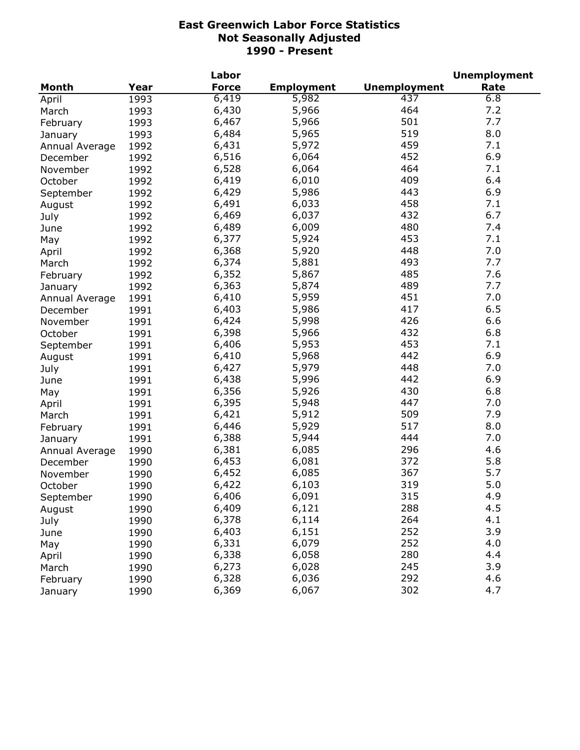**East Greenwich Labor Force Statistics**
**Not Seasonally Adjusted**
**1990 - Present**

| Month | Year | Labor Force | Employment | Unemployment | Unemployment Rate |
|---|---|---|---|---|---|
| April | 1993 | 6,419 | 5,982 | 437 | 6.8 |
| March | 1993 | 6,430 | 5,966 | 464 | 7.2 |
| February | 1993 | 6,467 | 5,966 | 501 | 7.7 |
| January | 1993 | 6,484 | 5,965 | 519 | 8.0 |
| Annual Average | 1992 | 6,431 | 5,972 | 459 | 7.1 |
| December | 1992 | 6,516 | 6,064 | 452 | 6.9 |
| November | 1992 | 6,528 | 6,064 | 464 | 7.1 |
| October | 1992 | 6,419 | 6,010 | 409 | 6.4 |
| September | 1992 | 6,429 | 5,986 | 443 | 6.9 |
| August | 1992 | 6,491 | 6,033 | 458 | 7.1 |
| July | 1992 | 6,469 | 6,037 | 432 | 6.7 |
| June | 1992 | 6,489 | 6,009 | 480 | 7.4 |
| May | 1992 | 6,377 | 5,924 | 453 | 7.1 |
| April | 1992 | 6,368 | 5,920 | 448 | 7.0 |
| March | 1992 | 6,374 | 5,881 | 493 | 7.7 |
| February | 1992 | 6,352 | 5,867 | 485 | 7.6 |
| January | 1992 | 6,363 | 5,874 | 489 | 7.7 |
| Annual Average | 1991 | 6,410 | 5,959 | 451 | 7.0 |
| December | 1991 | 6,403 | 5,986 | 417 | 6.5 |
| November | 1991 | 6,424 | 5,998 | 426 | 6.6 |
| October | 1991 | 6,398 | 5,966 | 432 | 6.8 |
| September | 1991 | 6,406 | 5,953 | 453 | 7.1 |
| August | 1991 | 6,410 | 5,968 | 442 | 6.9 |
| July | 1991 | 6,427 | 5,979 | 448 | 7.0 |
| June | 1991 | 6,438 | 5,996 | 442 | 6.9 |
| May | 1991 | 6,356 | 5,926 | 430 | 6.8 |
| April | 1991 | 6,395 | 5,948 | 447 | 7.0 |
| March | 1991 | 6,421 | 5,912 | 509 | 7.9 |
| February | 1991 | 6,446 | 5,929 | 517 | 8.0 |
| January | 1991 | 6,388 | 5,944 | 444 | 7.0 |
| Annual Average | 1990 | 6,381 | 6,085 | 296 | 4.6 |
| December | 1990 | 6,453 | 6,081 | 372 | 5.8 |
| November | 1990 | 6,452 | 6,085 | 367 | 5.7 |
| October | 1990 | 6,422 | 6,103 | 319 | 5.0 |
| September | 1990 | 6,406 | 6,091 | 315 | 4.9 |
| August | 1990 | 6,409 | 6,121 | 288 | 4.5 |
| July | 1990 | 6,378 | 6,114 | 264 | 4.1 |
| June | 1990 | 6,403 | 6,151 | 252 | 3.9 |
| May | 1990 | 6,331 | 6,079 | 252 | 4.0 |
| April | 1990 | 6,338 | 6,058 | 280 | 4.4 |
| March | 1990 | 6,273 | 6,028 | 245 | 3.9 |
| February | 1990 | 6,328 | 6,036 | 292 | 4.6 |
| January | 1990 | 6,369 | 6,067 | 302 | 4.7 |